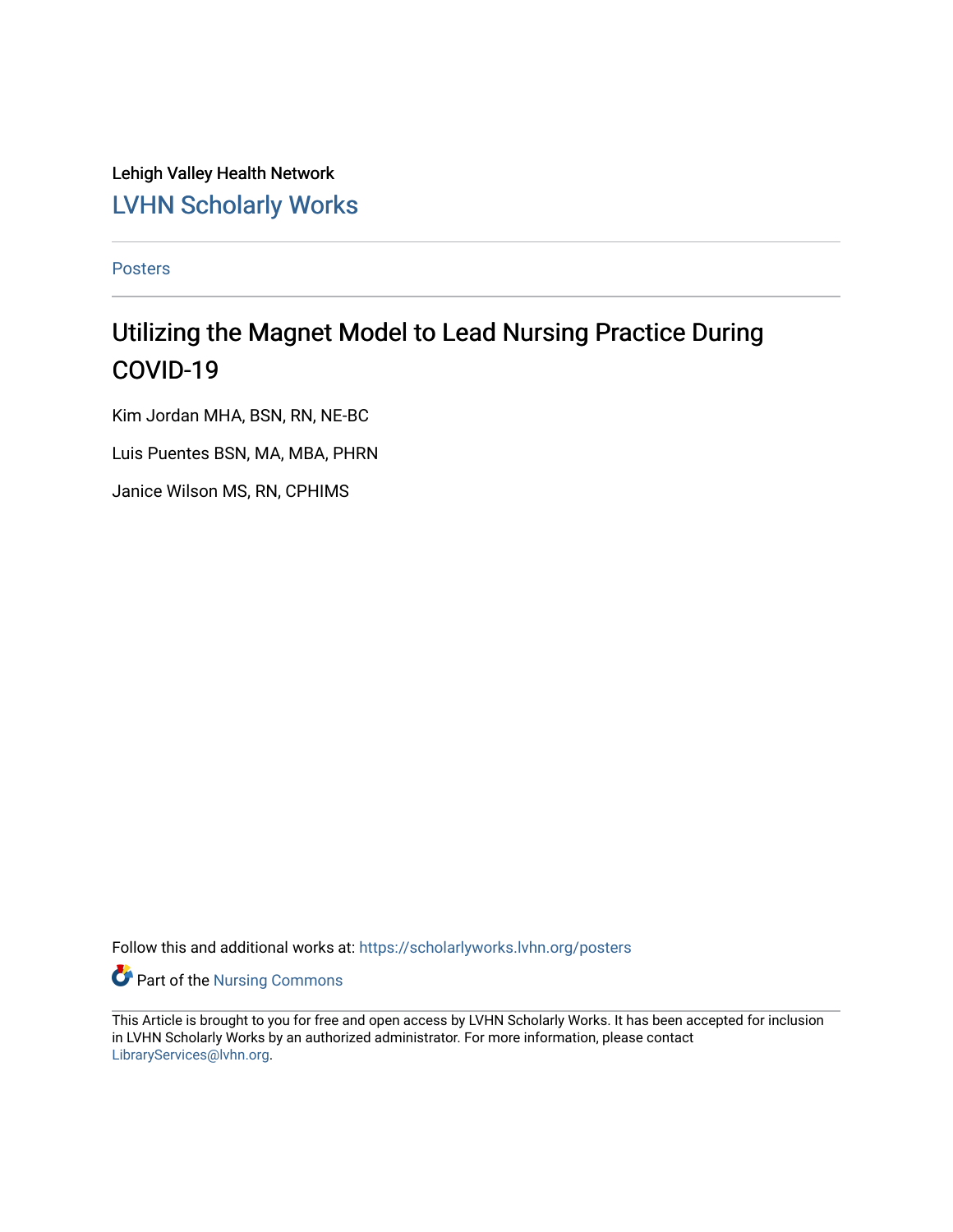Lehigh Valley Health Network

LVHN Scholarly Works

Posters

# Utilizing the Magnet Model to Lead Nursing Practice During COVID-19

Kim Jordan MHA, BSN, RN, NE-BC

Luis Puentes BSN, MA, MBA, PHRN

Janice Wilson MS, RN, CPHIMS

Follow this and additional works at: https://scholarlyworks.lvhn.org/posters

Part of the Nursing Commons

This Article is brought to you for free and open access by LVHN Scholarly Works. It has been accepted for inclusion in LVHN Scholarly Works by an authorized administrator. For more information, please contact LibraryServices@lvhn.org.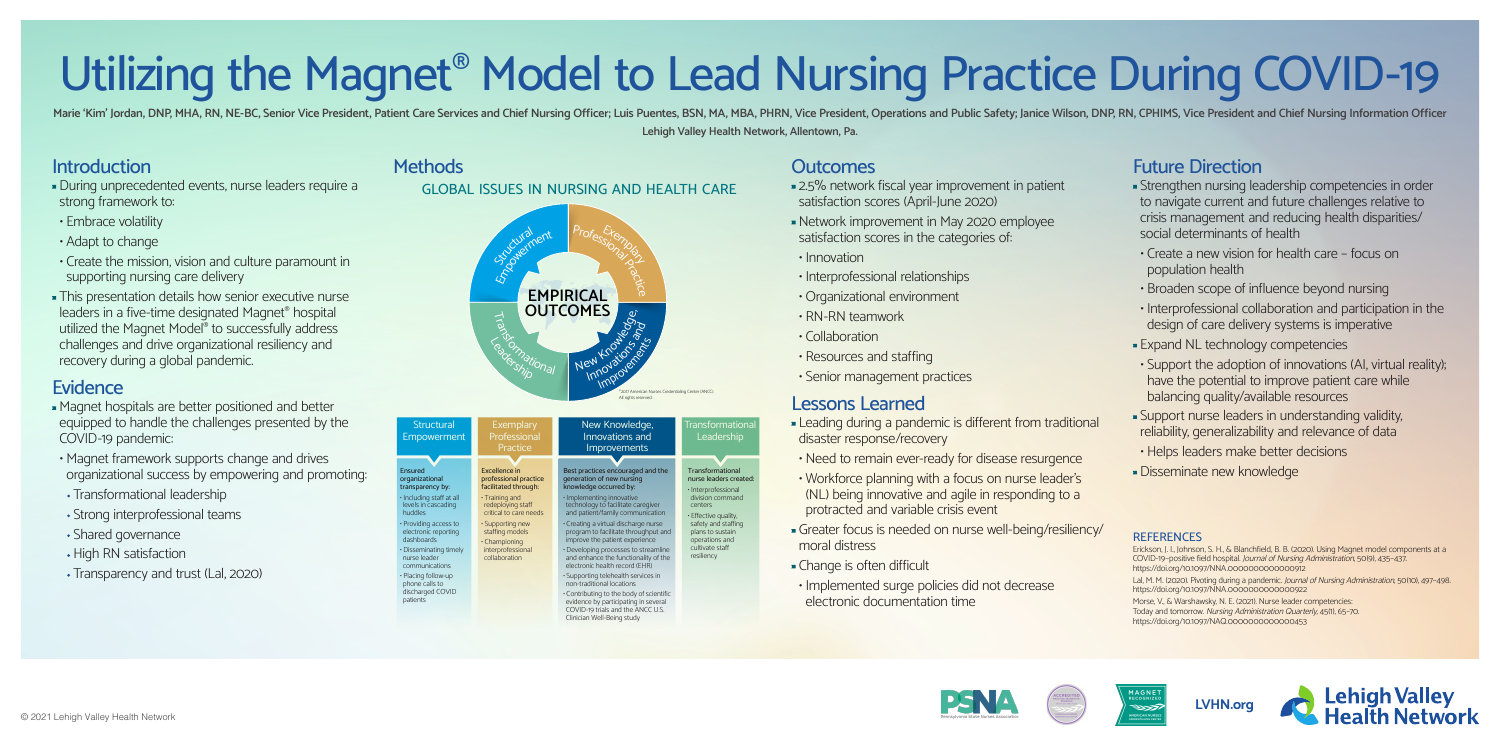# Utilizing the Magnet® Model to Lead Nursing Practice During COVID-19

**Marie 'Kim' Jordan, DNP, MHA, RN, NE-BC, Senior Vice President, Patient Care Services and Chief Nursing Officer; Luis Puentes, BSN, MA, MBA, PHRN, Vice President, Operations and Public Safety; Janice Wilson, DNP, RN, CPHIMS, Vice President and Chief Nursing Information Officer**

**Lehigh Valley Health Network, Allentown, Pa.**

## Introduction

- During unprecedented events, nurse leaders require a strong framework to:
  - Embrace volatility
  - Adapt to change
  - Create the mission, vision and culture paramount in supporting nursing care delivery
- This presentation details how senior executive nurse leaders in a five-time designated Magnet® hospital utilized the Magnet Model® to successfully address challenges and drive organizational resiliency and recovery during a global pandemic.

## Evidence

- Magnet hospitals are better positioned and better equipped to handle the challenges presented by the COVID-19 pandemic:
  - Magnet framework supports change and drives organizational success by empowering and promoting:
    - Transformational leadership
    - Strong interprofessional teams
    - Shared governance
    - High RN satisfaction
    - Transparency and trust (Lal, 2020)

## Methods

GLOBAL ISSUES IN NURSING AND HEALTH CARE

Structural Empowerment

Exemplary Professional Practice

EMPIRICAL OUTCOMES

Transformational Leadership

New Knowledge, Innovations and Improvements

©2017 American Nurses Credentialing Center (ANCC). All rights reserved.

| Structural Empowerment | Exemplary Professional Practice | New Knowledge, Innovations and Improvements | Transformational Leadership |
|---|---|---|---|
| **Ensured organizational transparency by:**<br>• Including staff at all levels in cascading huddles<br>• Providing access to electronic reporting dashboards<br>• Disseminating timely nurse leader communications<br>• Placing follow-up phone calls to discharged COVID patients | **Excellence in professional practice facilitated through:**<br>• Training and redeploying staff critical to care needs<br>• Supporting new staffing models<br>• Championing interprofessional collaboration | **Best practices encouraged and the generation of new nursing knowledge occurred by:**<br>• Implementing innovative technology to facilitate caregiver and patient/family communication<br>• Creating a virtual discharge nurse program to facilitate throughput and improve the patient experience<br>• Developing processes to streamline and enhance the functionality of the electronic health record (EHR)<br>• Supporting telehealth services in non-traditional locations<br>• Contributing to the body of scientific evidence by participating in several COVID-19 trials and the ANCC U.S. Clinician Well-Being study | **Transformational nurse leaders created:**<br>• Interprofessional division command centers<br>• Effective quality, safety and staffing plans to sustain operations and cultivate staff resiliency |

## Outcomes

- 2.5% network fiscal year improvement in patient satisfaction scores (April-June 2020)
- Network improvement in May 2020 employee satisfaction scores in the categories of:
  - Innovation
  - Interprofessional relationships
  - Organizational environment
  - RN-RN teamwork
  - Collaboration
  - Resources and staffing
  - Senior management practices

## Lessons Learned

- Leading during a pandemic is different from traditional disaster response/recovery
  - Need to remain ever-ready for disease resurgence
  - Workforce planning with a focus on nurse leader's (NL) being innovative and agile in responding to a protracted and variable crisis event
- Greater focus is needed on nurse well-being/resiliency/moral distress
- Change is often difficult
  - Implemented surge policies did not decrease electronic documentation time

## Future Direction

- Strengthen nursing leadership competencies in order to navigate current and future challenges relative to crisis management and reducing health disparities/social determinants of health
  - Create a new vision for health care – focus on population health
  - Broaden scope of influence beyond nursing
  - Interprofessional collaboration and participation in the design of care delivery systems is imperative
- Expand NL technology competencies
  - Support the adoption of innovations (AI, virtual reality); have the potential to improve patient care while balancing quality/available resources
- Support nurse leaders in understanding validity, reliability, generalizability and relevance of data
  - Helps leaders make better decisions
- Disseminate new knowledge

### REFERENCES

Erickson, J. I., Johnson, S. H., & Blanchfield, B. B. (2020). Using Magnet model components at a COVID-19–positive field hospital. *Journal of Nursing Administration*, 50(9), 435–437. https://doi.org/10.1097/NNA.0000000000000912

Lal, M. M. (2020). Pivoting during a pandemic. *Journal of Nursing Administration*, 50(10), 497–498. https://doi.org/10.1097/NNA.0000000000000922

Morse, V., & Warshawsky, N. E. (2021). Nurse leader competencies: Today and tomorrow. *Nursing Administration Quarterly*, 45(1), 65–70. https://doi.org/10.1097/NAQ.0000000000000453

© 2021 Lehigh Valley Health Network

LVHN.org

Lehigh Valley Health Network